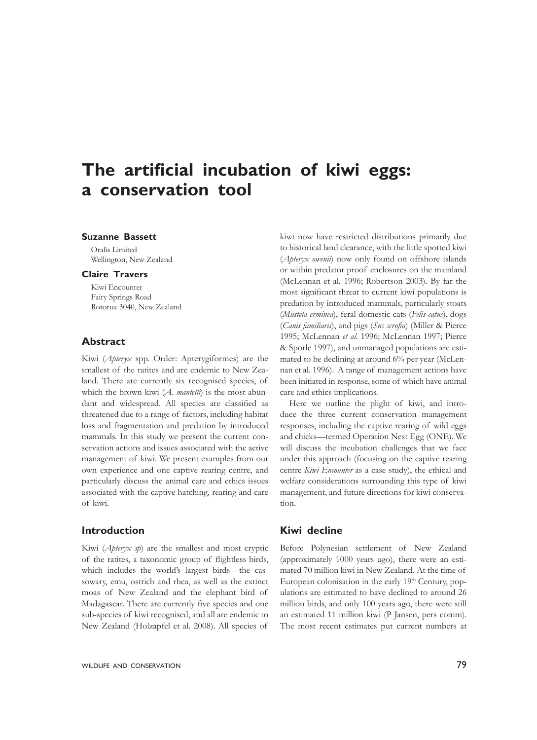# The artificial incubation of kiwi eggs: a conservation tool

**Suzanne Bassett**

Oralis Limited
Wellington, New Zealand

**Claire Travers**

Kiwi Encounter
Fairy Springs Road
Rotorua 3040, New Zealand

## Abstract

Kiwi (*Apteryx* spp. Order: Apterygiformes) are the smallest of the ratites and are endemic to New Zealand. There are currently six recognised species, of which the brown kiwi (*A. mantelli*) is the most abundant and widespread. All species are classified as threatened due to a range of factors, including habitat loss and fragmentation and predation by introduced mammals. In this study we present the current conservation actions and issues associated with the active management of kiwi. We present examples from our own experience and one captive rearing centre, and particularly discuss the animal care and ethics issues associated with the captive hatching, rearing and care of kiwi.

## Introduction

Kiwi (*Apteryx sp*) are the smallest and most cryptic of the ratites, a taxonomic group of flightless birds, which includes the world's largest birds—the cassowary, emu, ostrich and rhea, as well as the extinct moas of New Zealand and the elephant bird of Madagascar. There are currently five species and one sub-species of kiwi recognised, and all are endemic to New Zealand (Holzapfel et al. 2008). All species of kiwi now have restricted distributions primarily due to historical land clearance, with the little spotted kiwi (*Apteryx owenii*) now only found on offshore islands or within predator proof enclosures on the mainland (McLennan et al. 1996; Robertson 2003). By far the most significant threat to current kiwi populations is predation by introduced mammals, particularly stoats (*Mustela erminea*), feral domestic cats (*Felis catus*), dogs (*Canis familiaris*), and pigs (*Sus scrofia*) (Miller & Pierce 1995; McLennan *et al.* 1996; McLennan 1997; Pierce & Sporle 1997), and unmanaged populations are estimated to be declining at around 6% per year (McLennan et al. 1996). A range of management actions have been initiated in response, some of which have animal care and ethics implications.

Here we outline the plight of kiwi, and introduce the three current conservation management responses, including the captive rearing of wild eggs and chicks—termed Operation Nest Egg (ONE). We will discuss the incubation challenges that we face under this approach (focusing on the captive rearing centre *Kiwi Encounter* as a case study), the ethical and welfare considerations surrounding this type of kiwi management, and future directions for kiwi conservation.

## Kiwi decline

Before Polynesian settlement of New Zealand (approximately 1000 years ago), there were an estimated 70 million kiwi in New Zealand. At the time of European colonisation in the early 19th Century, populations are estimated to have declined to around 26 million birds, and only 100 years ago, there were still an estimated 11 million kiwi (P Jansen, pers comm). The most recent estimates put current numbers at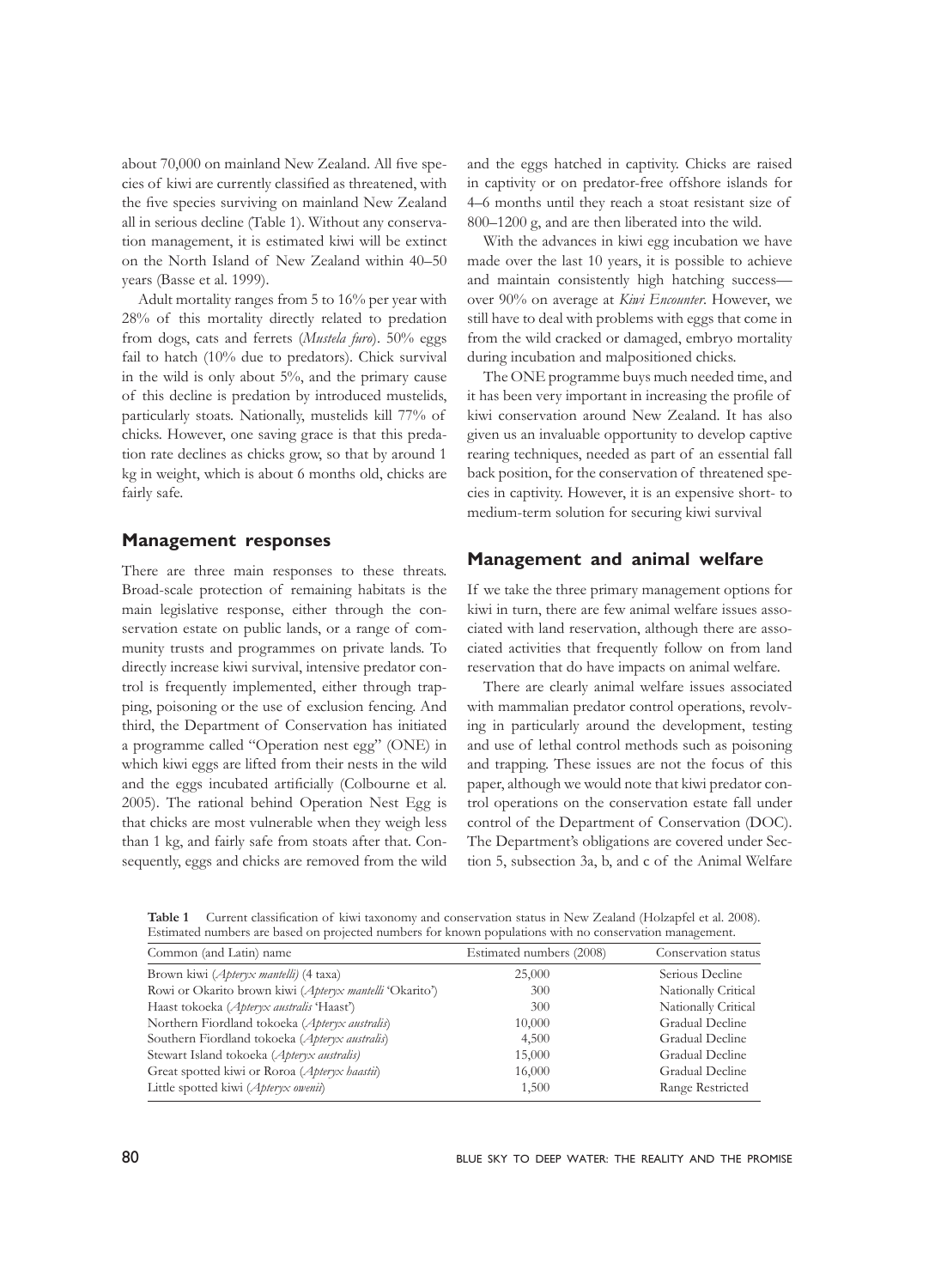about 70,000 on mainland New Zealand. All five species of kiwi are currently classified as threatened, with the five species surviving on mainland New Zealand all in serious decline (Table 1). Without any conservation management, it is estimated kiwi will be extinct on the North Island of New Zealand within 40–50 years (Basse et al. 1999).

Adult mortality ranges from 5 to 16% per year with 28% of this mortality directly related to predation from dogs, cats and ferrets (*Mustela furo*). 50% eggs fail to hatch (10% due to predators). Chick survival in the wild is only about 5%, and the primary cause of this decline is predation by introduced mustelids, particularly stoats. Nationally, mustelids kill 77% of chicks. However, one saving grace is that this predation rate declines as chicks grow, so that by around 1 kg in weight, which is about 6 months old, chicks are fairly safe.

## Management responses

There are three main responses to these threats. Broad-scale protection of remaining habitats is the main legislative response, either through the conservation estate on public lands, or a range of community trusts and programmes on private lands. To directly increase kiwi survival, intensive predator control is frequently implemented, either through trapping, poisoning or the use of exclusion fencing. And third, the Department of Conservation has initiated a programme called "Operation nest egg" (ONE) in which kiwi eggs are lifted from their nests in the wild and the eggs incubated artificially (Colbourne et al. 2005). The rational behind Operation Nest Egg is that chicks are most vulnerable when they weigh less than 1 kg, and fairly safe from stoats after that. Consequently, eggs and chicks are removed from the wild and the eggs hatched in captivity. Chicks are raised in captivity or on predator-free offshore islands for 4–6 months until they reach a stoat resistant size of 800–1200 g, and are then liberated into the wild.

With the advances in kiwi egg incubation we have made over the last 10 years, it is possible to achieve and maintain consistently high hatching success—over 90% on average at *Kiwi Encounter*. However, we still have to deal with problems with eggs that come in from the wild cracked or damaged, embryo mortality during incubation and malpositioned chicks.

The ONE programme buys much needed time, and it has been very important in increasing the profile of kiwi conservation around New Zealand. It has also given us an invaluable opportunity to develop captive rearing techniques, needed as part of an essential fall back position, for the conservation of threatened species in captivity. However, it is an expensive short- to medium-term solution for securing kiwi survival

## Management and animal welfare

If we take the three primary management options for kiwi in turn, there are few animal welfare issues associated with land reservation, although there are associated activities that frequently follow on from land reservation that do have impacts on animal welfare.

There are clearly animal welfare issues associated with mammalian predator control operations, revolving in particularly around the development, testing and use of lethal control methods such as poisoning and trapping. These issues are not the focus of this paper, although we would note that kiwi predator control operations on the conservation estate fall under control of the Department of Conservation (DOC). The Department's obligations are covered under Section 5, subsection 3a, b, and c of the Animal Welfare

**Table 1** Current classification of kiwi taxonomy and conservation status in New Zealand (Holzapfel et al. 2008). Estimated numbers are based on projected numbers for known populations with no conservation management.

| Common (and Latin) name | Estimated numbers (2008) | Conservation status |
|---|---|---|
| Brown kiwi (*Apteryx mantelli*) (4 taxa) | 25,000 | Serious Decline |
| Rowi or Okarito brown kiwi (*Apteryx mantelli* 'Okarito') | 300 | Nationally Critical |
| Haast tokoeka (*Apteryx australis* 'Haast') | 300 | Nationally Critical |
| Northern Fiordland tokoeka (*Apteryx australis*) | 10,000 | Gradual Decline |
| Southern Fiordland tokoeka (*Apteryx australis*) | 4,500 | Gradual Decline |
| Stewart Island tokoeka (*Apteryx australis*) | 15,000 | Gradual Decline |
| Great spotted kiwi or Roroa (*Apteryx haastii*) | 16,000 | Gradual Decline |
| Little spotted kiwi (*Apteryx owenii*) | 1,500 | Range Restricted |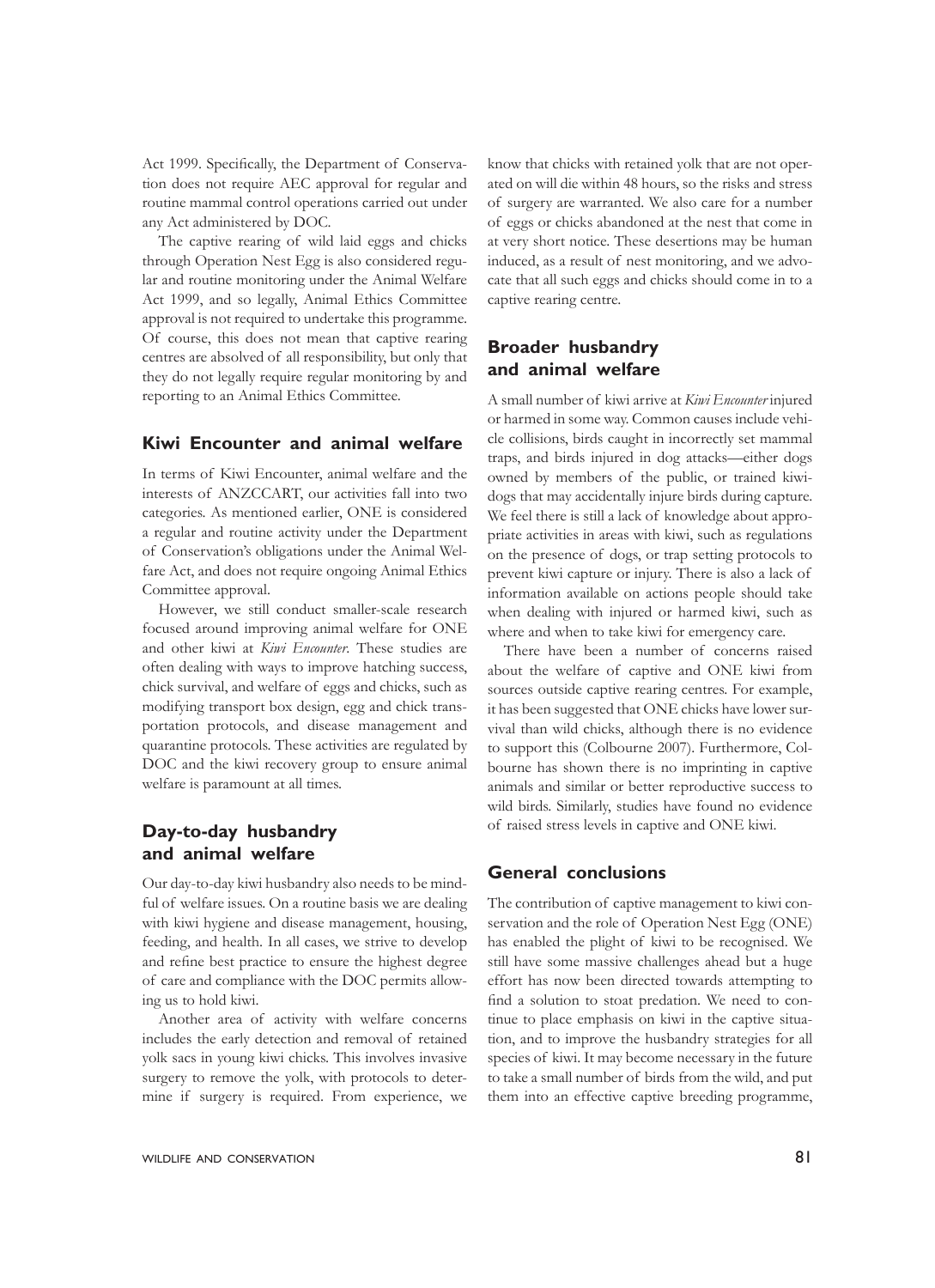Act 1999. Specifically, the Department of Conservation does not require AEC approval for regular and routine mammal control operations carried out under any Act administered by DOC.

The captive rearing of wild laid eggs and chicks through Operation Nest Egg is also considered regular and routine monitoring under the Animal Welfare Act 1999, and so legally, Animal Ethics Committee approval is not required to undertake this programme. Of course, this does not mean that captive rearing centres are absolved of all responsibility, but only that they do not legally require regular monitoring by and reporting to an Animal Ethics Committee.

## Kiwi Encounter and animal welfare

In terms of Kiwi Encounter, animal welfare and the interests of ANZCCART, our activities fall into two categories. As mentioned earlier, ONE is considered a regular and routine activity under the Department of Conservation's obligations under the Animal Welfare Act, and does not require ongoing Animal Ethics Committee approval.

However, we still conduct smaller-scale research focused around improving animal welfare for ONE and other kiwi at *Kiwi Encounter*. These studies are often dealing with ways to improve hatching success, chick survival, and welfare of eggs and chicks, such as modifying transport box design, egg and chick transportation protocols, and disease management and quarantine protocols. These activities are regulated by DOC and the kiwi recovery group to ensure animal welfare is paramount at all times.

## Day-to-day husbandry and animal welfare

Our day-to-day kiwi husbandry also needs to be mindful of welfare issues. On a routine basis we are dealing with kiwi hygiene and disease management, housing, feeding, and health. In all cases, we strive to develop and refine best practice to ensure the highest degree of care and compliance with the DOC permits allowing us to hold kiwi.

Another area of activity with welfare concerns includes the early detection and removal of retained yolk sacs in young kiwi chicks. This involves invasive surgery to remove the yolk, with protocols to determine if surgery is required. From experience, we know that chicks with retained yolk that are not operated on will die within 48 hours, so the risks and stress of surgery are warranted. We also care for a number of eggs or chicks abandoned at the nest that come in at very short notice. These desertions may be human induced, as a result of nest monitoring, and we advocate that all such eggs and chicks should come in to a captive rearing centre.

## Broader husbandry and animal welfare

A small number of kiwi arrive at *Kiwi Encounter* injured or harmed in some way. Common causes include vehicle collisions, birds caught in incorrectly set mammal traps, and birds injured in dog attacks—either dogs owned by members of the public, or trained kiwi-dogs that may accidentally injure birds during capture. We feel there is still a lack of knowledge about appropriate activities in areas with kiwi, such as regulations on the presence of dogs, or trap setting protocols to prevent kiwi capture or injury. There is also a lack of information available on actions people should take when dealing with injured or harmed kiwi, such as where and when to take kiwi for emergency care.

There have been a number of concerns raised about the welfare of captive and ONE kiwi from sources outside captive rearing centres. For example, it has been suggested that ONE chicks have lower survival than wild chicks, although there is no evidence to support this (Colbourne 2007). Furthermore, Colbourne has shown there is no imprinting in captive animals and similar or better reproductive success to wild birds. Similarly, studies have found no evidence of raised stress levels in captive and ONE kiwi.

## General conclusions

The contribution of captive management to kiwi conservation and the role of Operation Nest Egg (ONE) has enabled the plight of kiwi to be recognised. We still have some massive challenges ahead but a huge effort has now been directed towards attempting to find a solution to stoat predation. We need to continue to place emphasis on kiwi in the captive situation, and to improve the husbandry strategies for all species of kiwi. It may become necessary in the future to take a small number of birds from the wild, and put them into an effective captive breeding programme,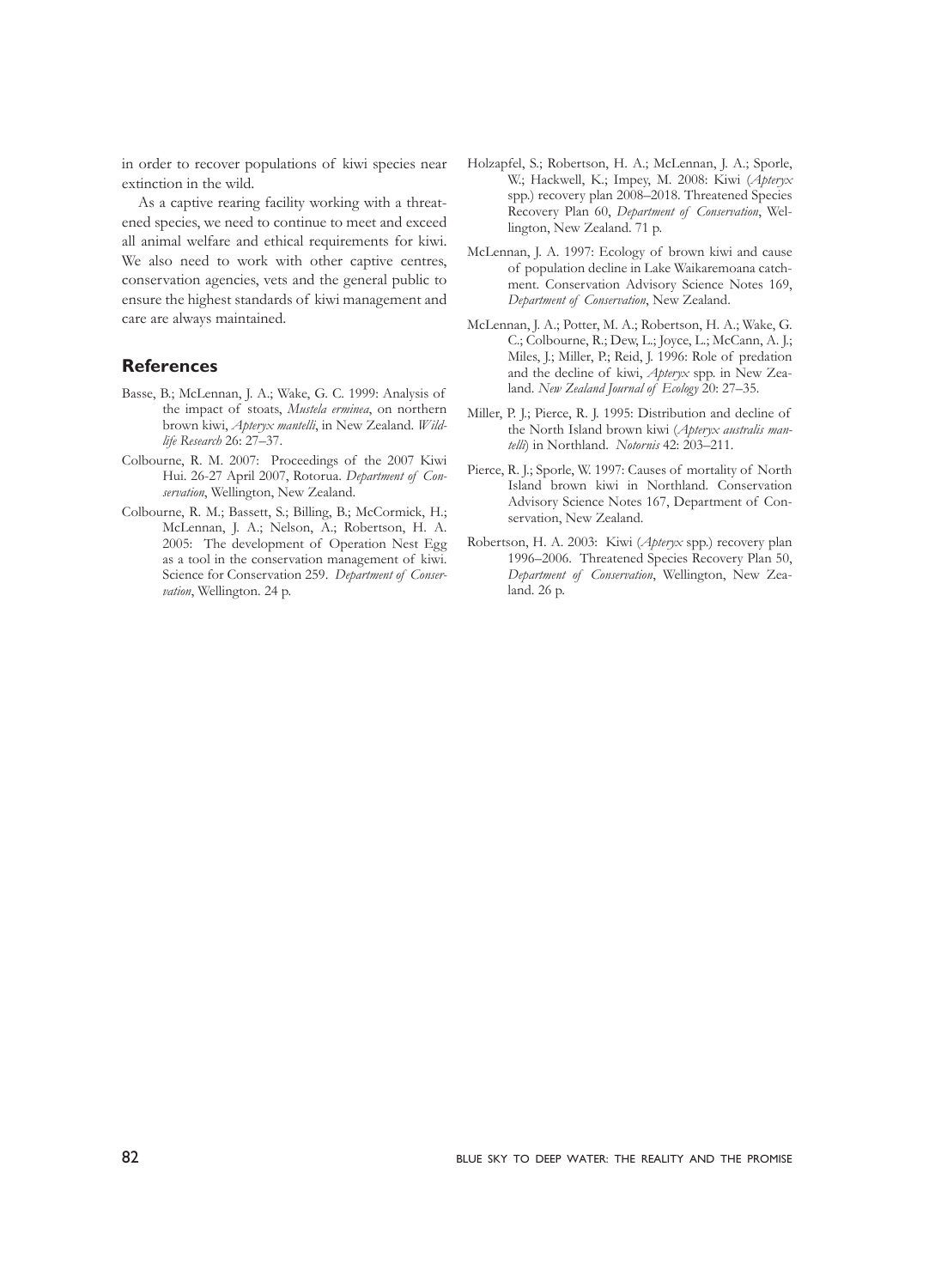in order to recover populations of kiwi species near extinction in the wild.

As a captive rearing facility working with a threatened species, we need to continue to meet and exceed all animal welfare and ethical requirements for kiwi. We also need to work with other captive centres, conservation agencies, vets and the general public to ensure the highest standards of kiwi management and care are always maintained.

## References

Basse, B.; McLennan, J. A.; Wake, G. C. 1999: Analysis of the impact of stoats, *Mustela erminea*, on northern brown kiwi, *Apteryx mantelli*, in New Zealand. *Wildlife Research* 26: 27–37.

Colbourne, R. M. 2007: Proceedings of the 2007 Kiwi Hui. 26-27 April 2007, Rotorua. *Department of Conservation*, Wellington, New Zealand.

Colbourne, R. M.; Bassett, S.; Billing, B.; McCormick, H.; McLennan, J. A.; Nelson, A.; Robertson, H. A. 2005: The development of Operation Nest Egg as a tool in the conservation management of kiwi. Science for Conservation 259. *Department of Conservation*, Wellington. 24 p.

Holzapfel, S.; Robertson, H. A.; McLennan, J. A.; Sporle, W.; Hackwell, K.; Impey, M. 2008: Kiwi (*Apteryx* spp.) recovery plan 2008–2018. Threatened Species Recovery Plan 60, *Department of Conservation*, Wellington, New Zealand. 71 p.

McLennan, J. A. 1997: Ecology of brown kiwi and cause of population decline in Lake Waikaremoana catchment. Conservation Advisory Science Notes 169, *Department of Conservation*, New Zealand.

McLennan, J. A.; Potter, M. A.; Robertson, H. A.; Wake, G. C.; Colbourne, R.; Dew, L.; Joyce, L.; McCann, A. J.; Miles, J.; Miller, P.; Reid, J. 1996: Role of predation and the decline of kiwi, *Apteryx* spp. in New Zealand. *New Zealand Journal of Ecology* 20: 27–35.

Miller, P. J.; Pierce, R. J. 1995: Distribution and decline of the North Island brown kiwi (*Apteryx australis mantelli*) in Northland. *Notornis* 42: 203–211.

Pierce, R. J.; Sporle, W. 1997: Causes of mortality of North Island brown kiwi in Northland. Conservation Advisory Science Notes 167, Department of Conservation, New Zealand.

Robertson, H. A. 2003: Kiwi (*Apteryx* spp.) recovery plan 1996–2006. Threatened Species Recovery Plan 50, *Department of Conservation*, Wellington, New Zealand. 26 p.